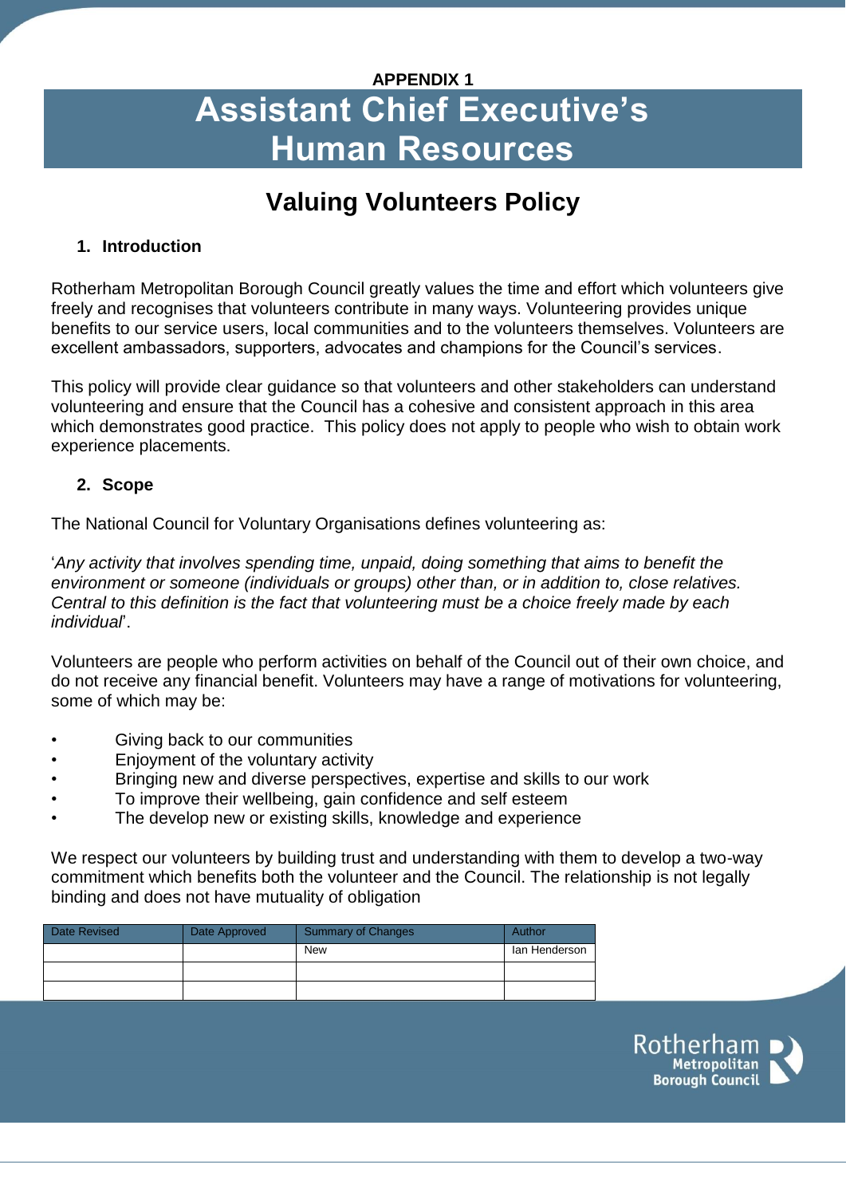**APPENDIX 1**

# Assistant Chief Executive's Human Resources

## Valuing Volunteers Policy

### 1. Introduction

Rotherham Metropolitan Borough Council greatly values the time and effort which volunteers give freely and recognises that volunteers contribute in many ways. Volunteering provides unique benefits to our service users, local communities and to the volunteers themselves. Volunteers are excellent ambassadors, supporters, advocates and champions for the Council's services.

This policy will provide clear guidance so that volunteers and other stakeholders can understand volunteering and ensure that the Council has a cohesive and consistent approach in this area which demonstrates good practice. This policy does not apply to people who wish to obtain work experience placements.

### 2. Scope

The National Council for Voluntary Organisations defines volunteering as:

'*Any activity that involves spending time, unpaid, doing something that aims to benefit the environment or someone (individuals or groups) other than, or in addition to, close relatives. Central to this definition is the fact that volunteering must be a choice freely made by each individual*'.

Volunteers are people who perform activities on behalf of the Council out of their own choice, and do not receive any financial benefit. Volunteers may have a range of motivations for volunteering, some of which may be:

- Giving back to our communities
- Enjoyment of the voluntary activity
- Bringing new and diverse perspectives, expertise and skills to our work
- To improve their wellbeing, gain confidence and self esteem
- The develop new or existing skills, knowledge and experience

We respect our volunteers by building trust and understanding with them to develop a two-way commitment which benefits both the volunteer and the Council. The relationship is not legally binding and does not have mutuality of obligation

| Date Revised | Date Approved | Summary of Changes | Author |
|---|---|---|---|
| | | New | Ian Henderson |
| | | | |
| | | | |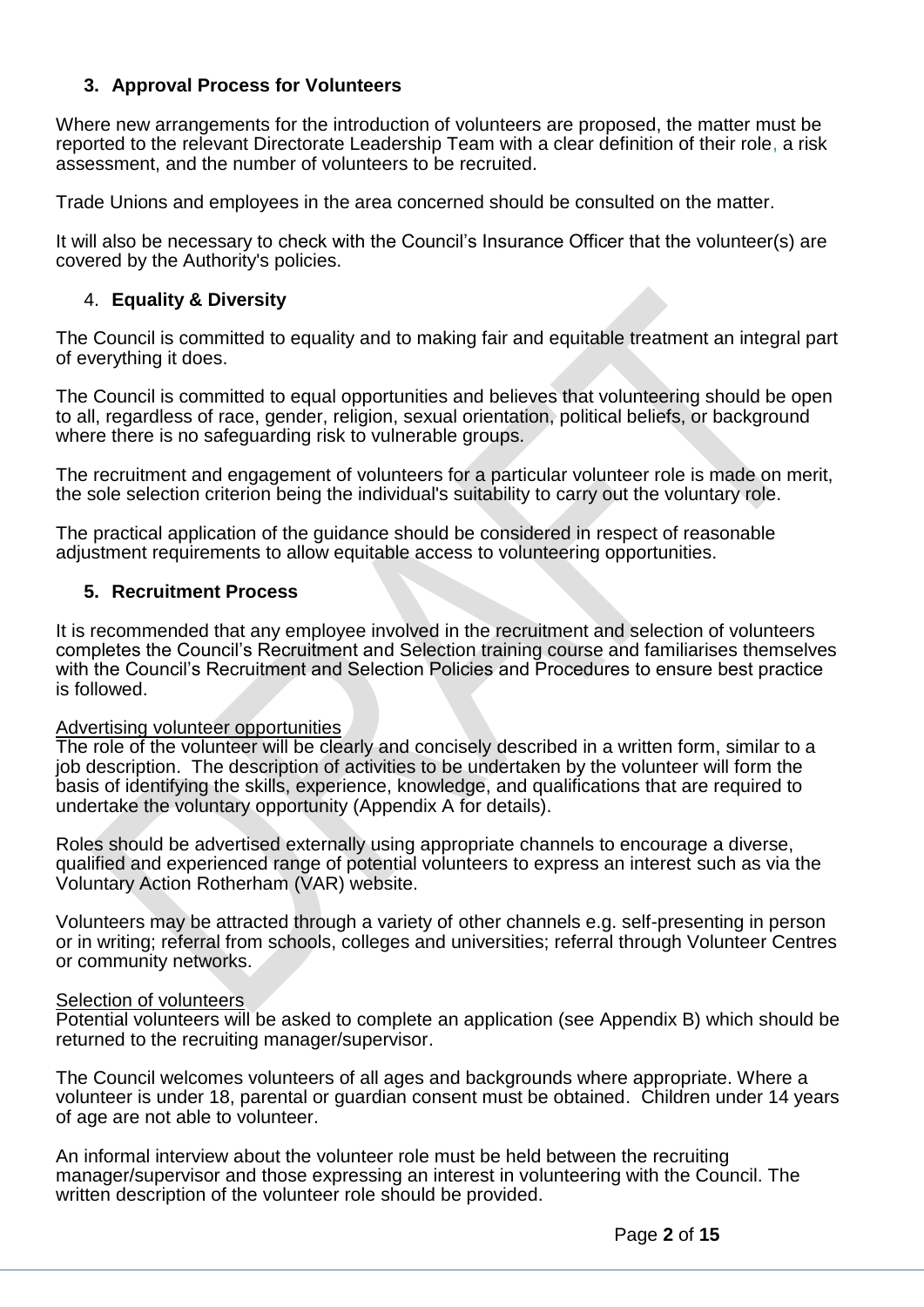## 3. Approval Process for Volunteers

Where new arrangements for the introduction of volunteers are proposed, the matter must be reported to the relevant Directorate Leadership Team with a clear definition of their role, a risk assessment, and the number of volunteers to be recruited.

Trade Unions and employees in the area concerned should be consulted on the matter.

It will also be necessary to check with the Council's Insurance Officer that the volunteer(s) are covered by the Authority's policies.

## 4. Equality & Diversity

The Council is committed to equality and to making fair and equitable treatment an integral part of everything it does.

The Council is committed to equal opportunities and believes that volunteering should be open to all, regardless of race, gender, religion, sexual orientation, political beliefs, or background where there is no safeguarding risk to vulnerable groups.

The recruitment and engagement of volunteers for a particular volunteer role is made on merit, the sole selection criterion being the individual's suitability to carry out the voluntary role.

The practical application of the guidance should be considered in respect of reasonable adjustment requirements to allow equitable access to volunteering opportunities.

## 5. Recruitment Process

It is recommended that any employee involved in the recruitment and selection of volunteers completes the Council's Recruitment and Selection training course and familiarises themselves with the Council's Recruitment and Selection Policies and Procedures to ensure best practice is followed.

Advertising volunteer opportunities

The role of the volunteer will be clearly and concisely described in a written form, similar to a job description. The description of activities to be undertaken by the volunteer will form the basis of identifying the skills, experience, knowledge, and qualifications that are required to undertake the voluntary opportunity (Appendix A for details).

Roles should be advertised externally using appropriate channels to encourage a diverse, qualified and experienced range of potential volunteers to express an interest such as via the Voluntary Action Rotherham (VAR) website.

Volunteers may be attracted through a variety of other channels e.g. self-presenting in person or in writing; referral from schools, colleges and universities; referral through Volunteer Centres or community networks.

Selection of volunteers

Potential volunteers will be asked to complete an application (see Appendix B) which should be returned to the recruiting manager/supervisor.

The Council welcomes volunteers of all ages and backgrounds where appropriate. Where a volunteer is under 18, parental or guardian consent must be obtained. Children under 14 years of age are not able to volunteer.

An informal interview about the volunteer role must be held between the recruiting manager/supervisor and those expressing an interest in volunteering with the Council. The written description of the volunteer role should be provided.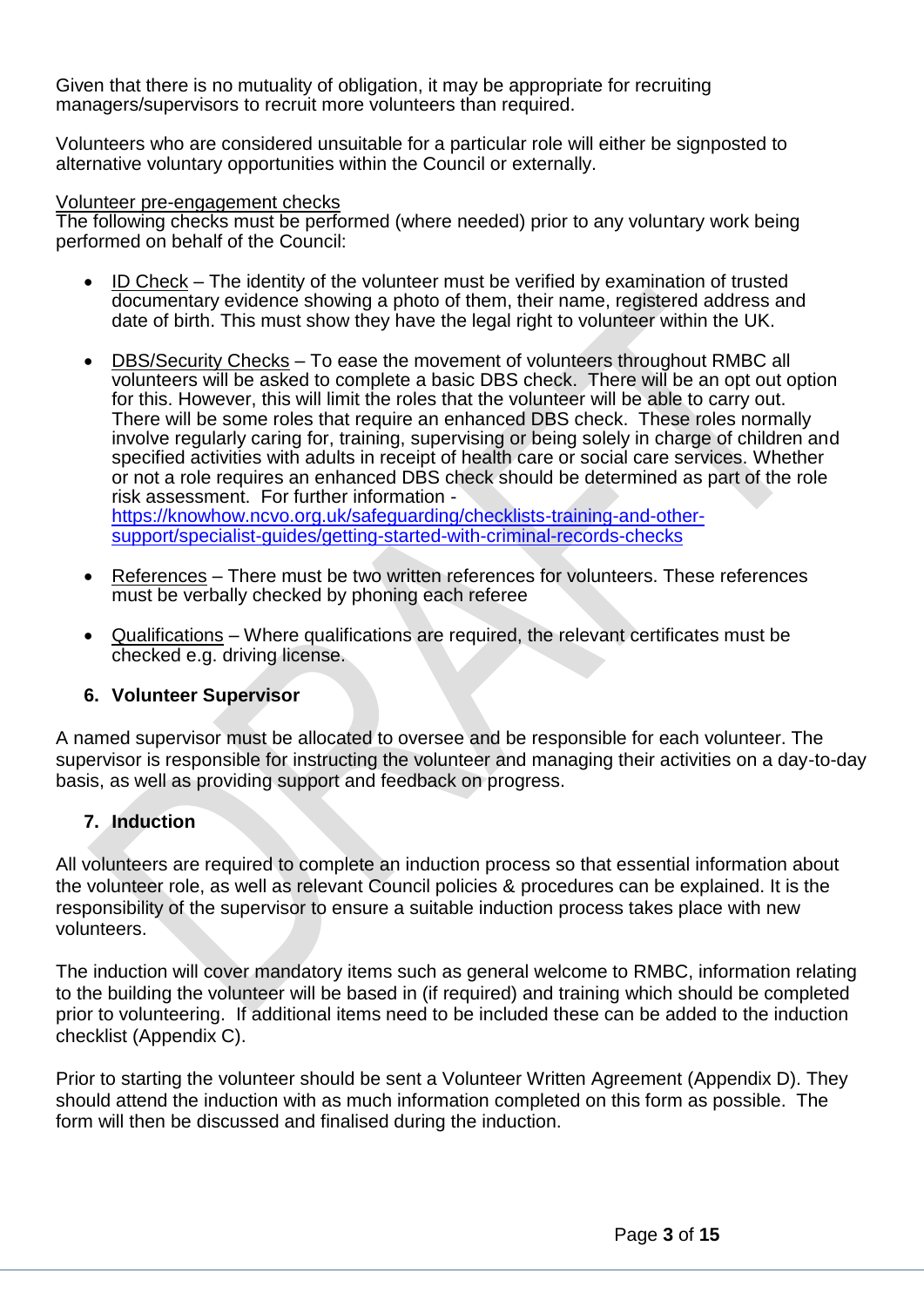Given that there is no mutuality of obligation, it may be appropriate for recruiting managers/supervisors to recruit more volunteers than required.

Volunteers who are considered unsuitable for a particular role will either be signposted to alternative voluntary opportunities within the Council or externally.

Volunteer pre-engagement checks

The following checks must be performed (where needed) prior to any voluntary work being performed on behalf of the Council:

- ID Check – The identity of the volunteer must be verified by examination of trusted documentary evidence showing a photo of them, their name, registered address and date of birth. This must show they have the legal right to volunteer within the UK.
- DBS/Security Checks – To ease the movement of volunteers throughout RMBC all volunteers will be asked to complete a basic DBS check. There will be an opt out option for this. However, this will limit the roles that the volunteer will be able to carry out. There will be some roles that require an enhanced DBS check. These roles normally involve regularly caring for, training, supervising or being solely in charge of children and specified activities with adults in receipt of health care or social care services. Whether or not a role requires an enhanced DBS check should be determined as part of the role risk assessment. For further information - https://knowhow.ncvo.org.uk/safeguarding/checklists-training-and-other-support/specialist-guides/getting-started-with-criminal-records-checks
- References – There must be two written references for volunteers. These references must be verbally checked by phoning each referee
- Qualifications – Where qualifications are required, the relevant certificates must be checked e.g. driving license.

## 6. Volunteer Supervisor

A named supervisor must be allocated to oversee and be responsible for each volunteer. The supervisor is responsible for instructing the volunteer and managing their activities on a day-to-day basis, as well as providing support and feedback on progress.

## 7. Induction

All volunteers are required to complete an induction process so that essential information about the volunteer role, as well as relevant Council policies & procedures can be explained. It is the responsibility of the supervisor to ensure a suitable induction process takes place with new volunteers.

The induction will cover mandatory items such as general welcome to RMBC, information relating to the building the volunteer will be based in (if required) and training which should be completed prior to volunteering. If additional items need to be included these can be added to the induction checklist (Appendix C).

Prior to starting the volunteer should be sent a Volunteer Written Agreement (Appendix D). They should attend the induction with as much information completed on this form as possible. The form will then be discussed and finalised during the induction.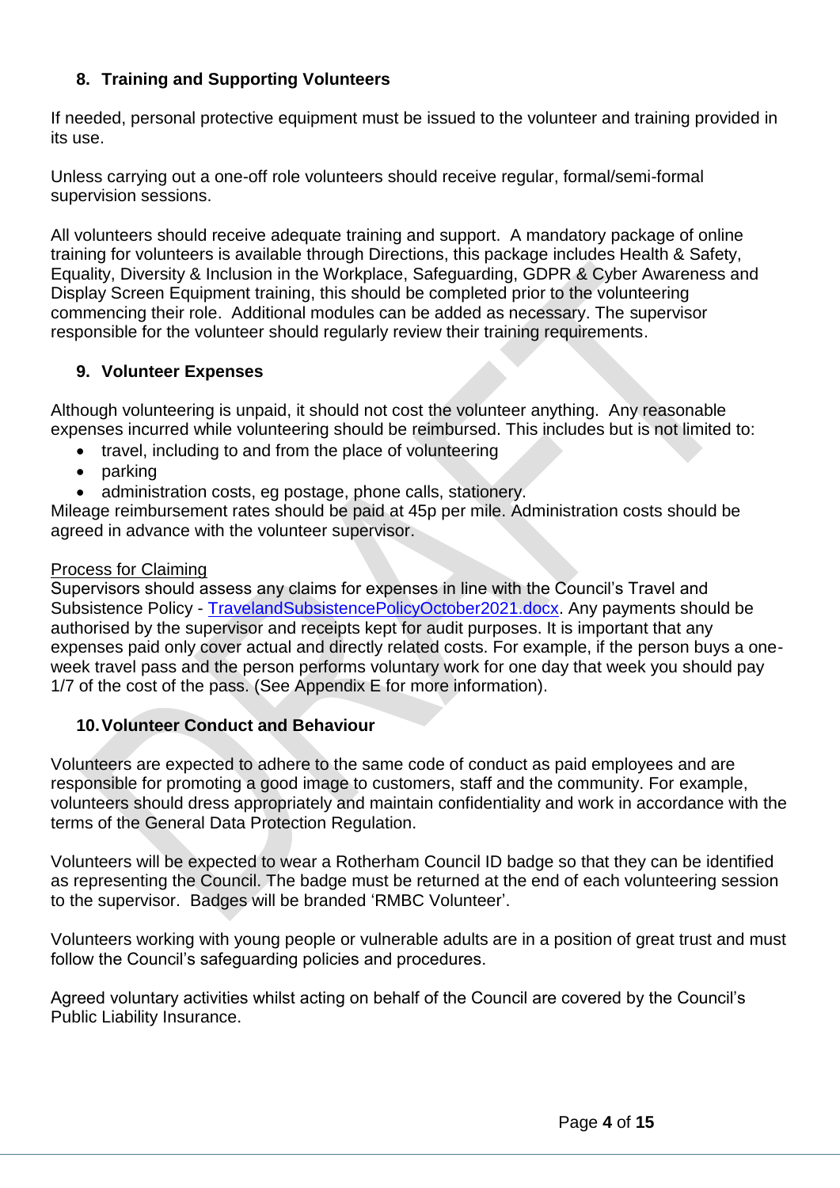## 8. Training and Supporting Volunteers

If needed, personal protective equipment must be issued to the volunteer and training provided in its use.

Unless carrying out a one-off role volunteers should receive regular, formal/semi-formal supervision sessions.

All volunteers should receive adequate training and support. A mandatory package of online training for volunteers is available through Directions, this package includes Health & Safety, Equality, Diversity & Inclusion in the Workplace, Safeguarding, GDPR & Cyber Awareness and Display Screen Equipment training, this should be completed prior to the volunteering commencing their role. Additional modules can be added as necessary. The supervisor responsible for the volunteer should regularly review their training requirements.

## 9. Volunteer Expenses

Although volunteering is unpaid, it should not cost the volunteer anything. Any reasonable expenses incurred while volunteering should be reimbursed. This includes but is not limited to:

- travel, including to and from the place of volunteering
- parking
- administration costs, eg postage, phone calls, stationery.

Mileage reimbursement rates should be paid at 45p per mile. Administration costs should be agreed in advance with the volunteer supervisor.

Process for Claiming

Supervisors should assess any claims for expenses in line with the Council's Travel and Subsistence Policy - [TravelandSubsistencePolicyOctober2021.docx](). Any payments should be authorised by the supervisor and receipts kept for audit purposes. It is important that any expenses paid only cover actual and directly related costs. For example, if the person buys a one-week travel pass and the person performs voluntary work for one day that week you should pay 1/7 of the cost of the pass. (See Appendix E for more information).

## 10. Volunteer Conduct and Behaviour

Volunteers are expected to adhere to the same code of conduct as paid employees and are responsible for promoting a good image to customers, staff and the community. For example, volunteers should dress appropriately and maintain confidentiality and work in accordance with the terms of the General Data Protection Regulation.

Volunteers will be expected to wear a Rotherham Council ID badge so that they can be identified as representing the Council. The badge must be returned at the end of each volunteering session to the supervisor. Badges will be branded 'RMBC Volunteer'.

Volunteers working with young people or vulnerable adults are in a position of great trust and must follow the Council's safeguarding policies and procedures.

Agreed voluntary activities whilst acting on behalf of the Council are covered by the Council's Public Liability Insurance.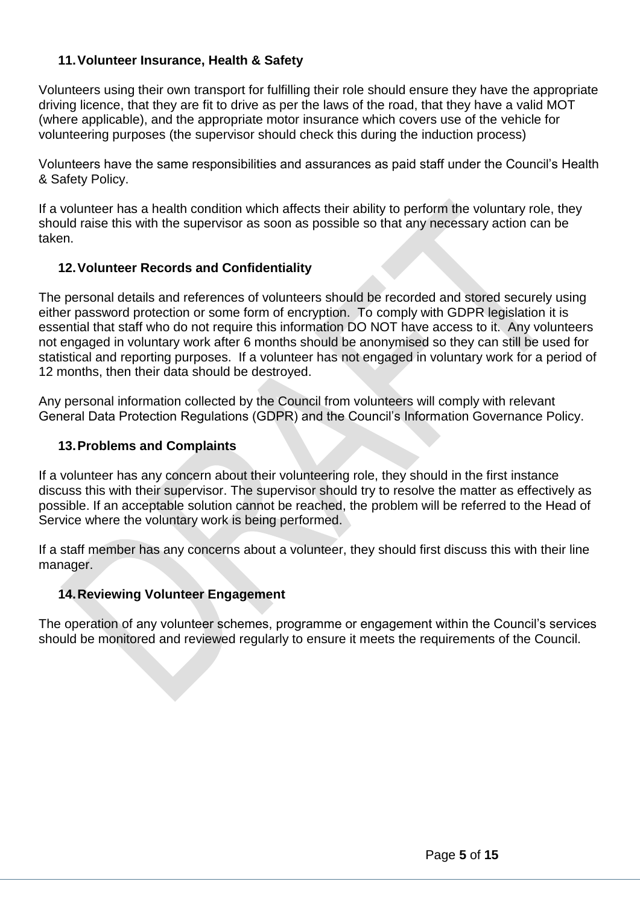## 11. Volunteer Insurance, Health & Safety

Volunteers using their own transport for fulfilling their role should ensure they have the appropriate driving licence, that they are fit to drive as per the laws of the road, that they have a valid MOT (where applicable), and the appropriate motor insurance which covers use of the vehicle for volunteering purposes (the supervisor should check this during the induction process)

Volunteers have the same responsibilities and assurances as paid staff under the Council's Health & Safety Policy.

If a volunteer has a health condition which affects their ability to perform the voluntary role, they should raise this with the supervisor as soon as possible so that any necessary action can be taken.

## 12. Volunteer Records and Confidentiality

The personal details and references of volunteers should be recorded and stored securely using either password protection or some form of encryption. To comply with GDPR legislation it is essential that staff who do not require this information DO NOT have access to it. Any volunteers not engaged in voluntary work after 6 months should be anonymised so they can still be used for statistical and reporting purposes. If a volunteer has not engaged in voluntary work for a period of 12 months, then their data should be destroyed.

Any personal information collected by the Council from volunteers will comply with relevant General Data Protection Regulations (GDPR) and the Council's Information Governance Policy.

## 13. Problems and Complaints

If a volunteer has any concern about their volunteering role, they should in the first instance discuss this with their supervisor. The supervisor should try to resolve the matter as effectively as possible. If an acceptable solution cannot be reached, the problem will be referred to the Head of Service where the voluntary work is being performed.

If a staff member has any concerns about a volunteer, they should first discuss this with their line manager.

## 14. Reviewing Volunteer Engagement

The operation of any volunteer schemes, programme or engagement within the Council's services should be monitored and reviewed regularly to ensure it meets the requirements of the Council.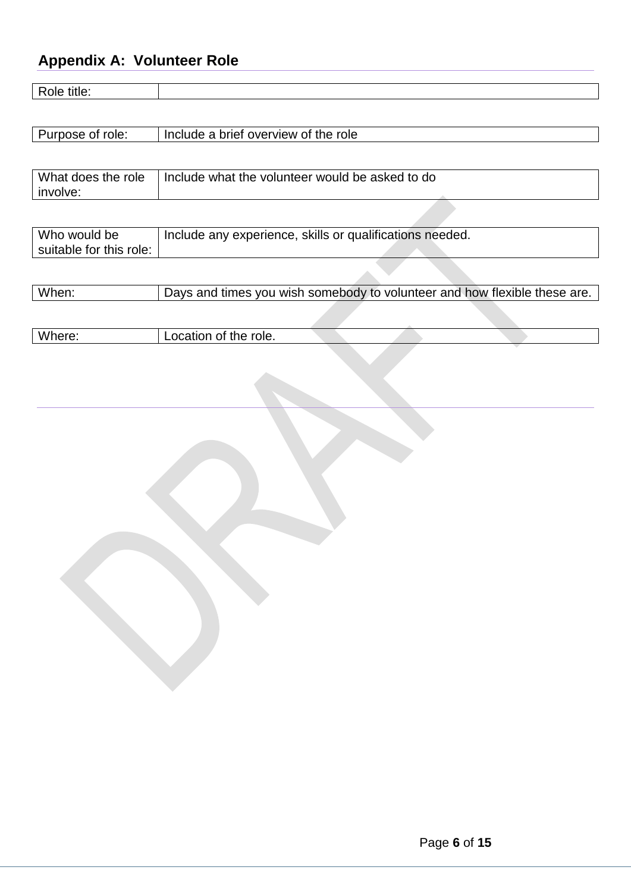## Appendix A: Volunteer Role

| Role title: | |
|---|---|

| Purpose of role: | Include a brief overview of the role |
|---|---|

| What does the role involve: | Include what the volunteer would be asked to do |
|---|---|

| Who would be suitable for this role: | Include any experience, skills or qualifications needed. |
|---|---|

| When: | Days and times you wish somebody to volunteer and how flexible these are. |
|---|---|

| Where: | Location of the role. |
|---|---|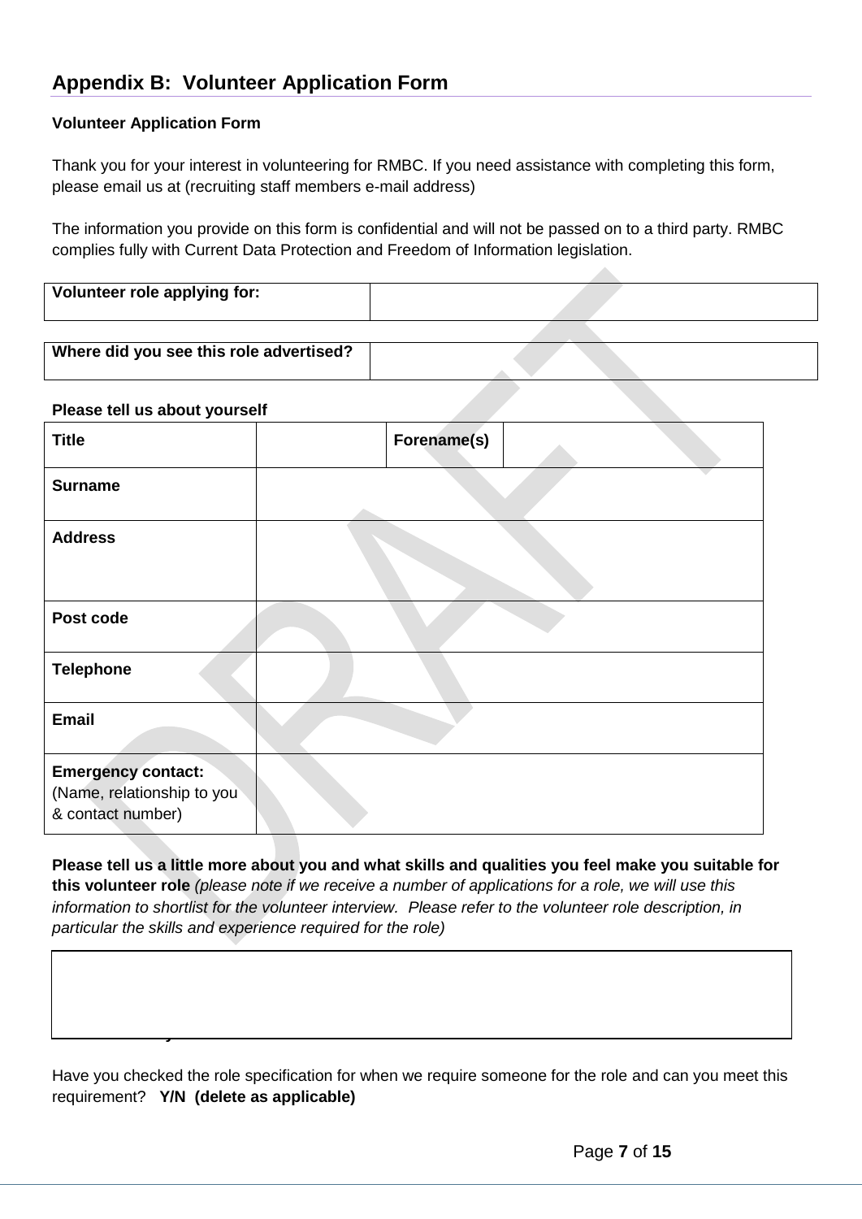## Appendix B: Volunteer Application Form

**Volunteer Application Form**

Thank you for your interest in volunteering for RMBC. If you need assistance with completing this form, please email us at (recruiting staff members e-mail address)

The information you provide on this form is confidential and will not be passed on to a third party. RMBC complies fully with Current Data Protection and Freedom of Information legislation.

| **Volunteer role applying for:** | |
|---|---|

| **Where did you see this role advertised?** | |
|---|---|

**Please tell us about yourself**

| **Title** | | **Forename(s)** | |
|---|---|---|---|
| **Surname** | | | |
| **Address** | | | |
| **Post code** | | | |
| **Telephone** | | | |
| **Email** | | | |
| **Emergency contact:** (Name, relationship to you & contact number) | | | |

**Please tell us a little more about you and what skills and qualities you feel make you suitable for this volunteer role** *(please note if we receive a number of applications for a role, we will use this information to shortlist for the volunteer interview. Please refer to the volunteer role description, in particular the skills and experience required for the role)*

| |
|---|
| |

Have you checked the role specification for when we require someone for the role and can you meet this requirement? **Y/N (delete as applicable)**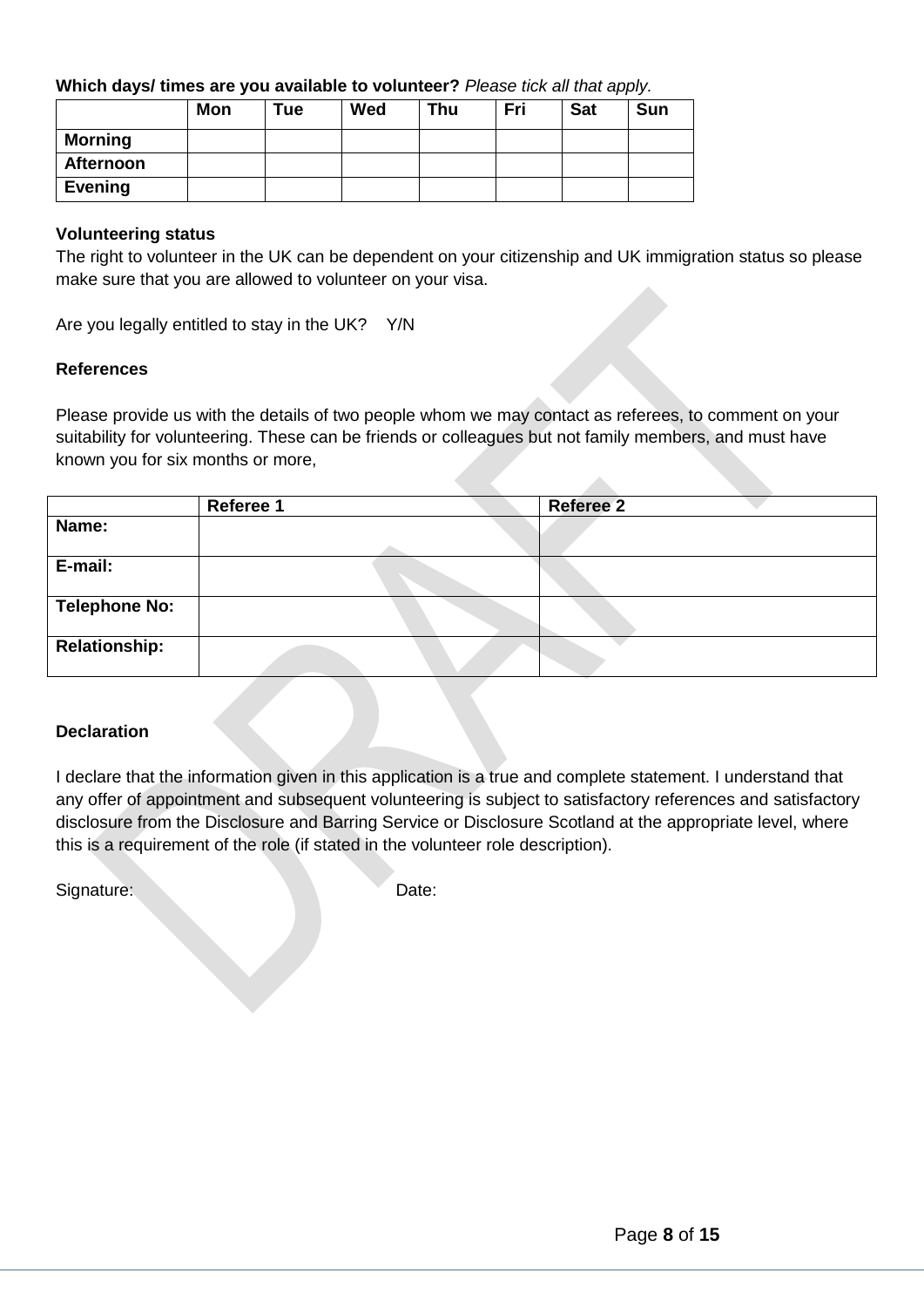**Which days/ times are you available to volunteer?** *Please tick all that apply.*

| | Mon | Tue | Wed | Thu | Fri | Sat | Sun |
|---|---|---|---|---|---|---|---|
| **Morning** | | | | | | | |
| **Afternoon** | | | | | | | |
| **Evening** | | | | | | | |

**Volunteering status**

The right to volunteer in the UK can be dependent on your citizenship and UK immigration status so please make sure that you are allowed to volunteer on your visa.

Are you legally entitled to stay in the UK? Y/N

**References**

Please provide us with the details of two people whom we may contact as referees, to comment on your suitability for volunteering. These can be friends or colleagues but not family members, and must have known you for six months or more,

| | Referee 1 | Referee 2 |
|---|---|---|
| **Name:** | | |
| **E-mail:** | | |
| **Telephone No:** | | |
| **Relationship:** | | |

**Declaration**

I declare that the information given in this application is a true and complete statement. I understand that any offer of appointment and subsequent volunteering is subject to satisfactory references and satisfactory disclosure from the Disclosure and Barring Service or Disclosure Scotland at the appropriate level, where this is a requirement of the role (if stated in the volunteer role description).

Signature: Date: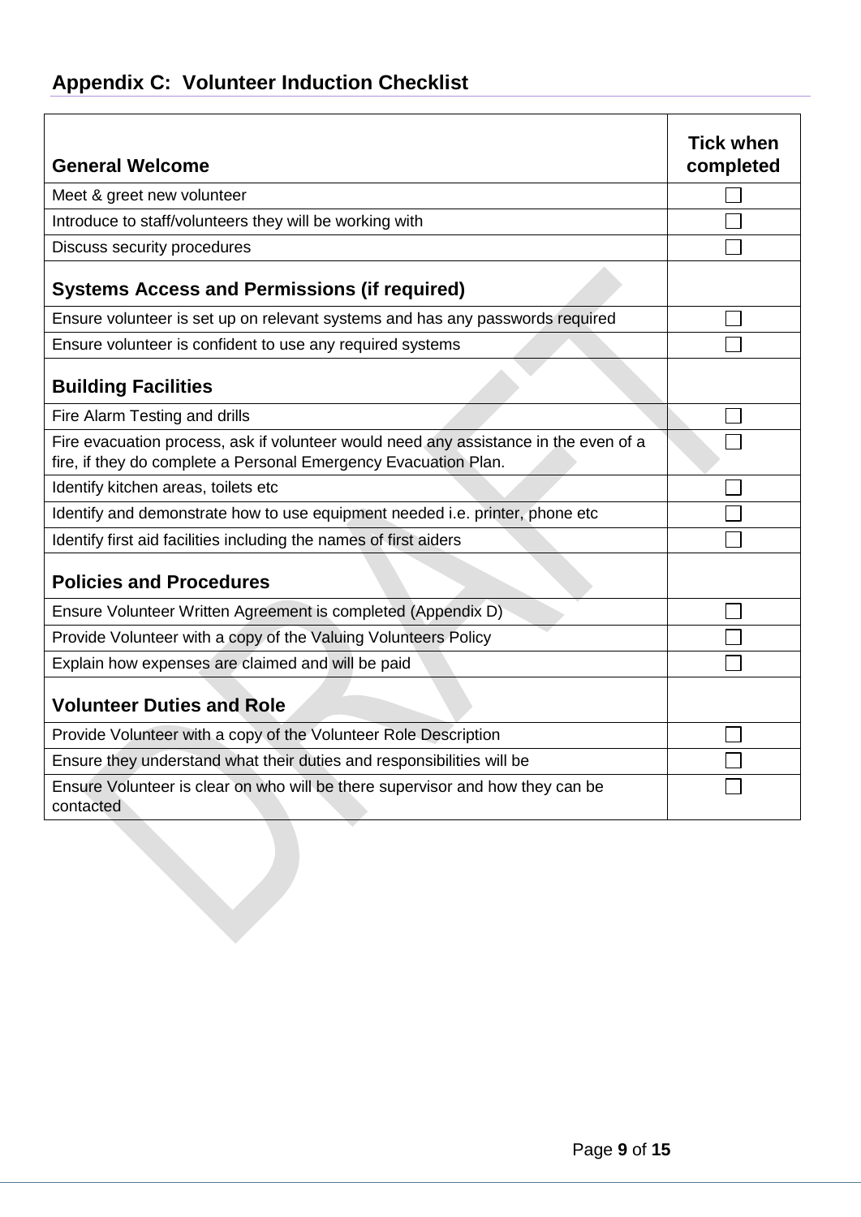## Appendix C: Volunteer Induction Checklist

| **General Welcome** | **Tick when completed** |
|---|---|
| Meet & greet new volunteer | ☐ |
| Introduce to staff/volunteers they will be working with | ☐ |
| Discuss security procedures | ☐ |
| **Systems Access and Permissions (if required)** | |
| Ensure volunteer is set up on relevant systems and has any passwords required | ☐ |
| Ensure volunteer is confident to use any required systems | ☐ |
| **Building Facilities** | |
| Fire Alarm Testing and drills | ☐ |
| Fire evacuation process, ask if volunteer would need any assistance in the even of a fire, if they do complete a Personal Emergency Evacuation Plan. | ☐ |
| Identify kitchen areas, toilets etc | ☐ |
| Identify and demonstrate how to use equipment needed i.e. printer, phone etc | ☐ |
| Identify first aid facilities including the names of first aiders | ☐ |
| **Policies and Procedures** | |
| Ensure Volunteer Written Agreement is completed (Appendix D) | ☐ |
| Provide Volunteer with a copy of the Valuing Volunteers Policy | ☐ |
| Explain how expenses are claimed and will be paid | ☐ |
| **Volunteer Duties and Role** | |
| Provide Volunteer with a copy of the Volunteer Role Description | ☐ |
| Ensure they understand what their duties and responsibilities will be | ☐ |
| Ensure Volunteer is clear on who will be there supervisor and how they can be contacted | ☐ |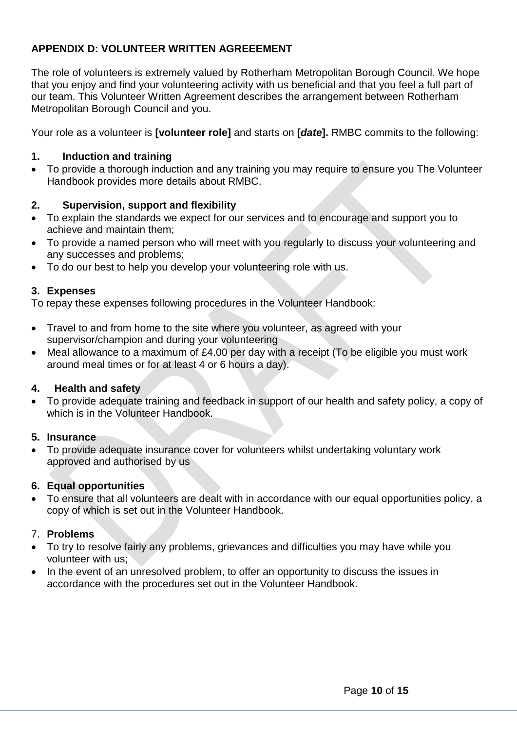## APPENDIX D: VOLUNTEER WRITTEN AGREEEMENT

The role of volunteers is extremely valued by Rotherham Metropolitan Borough Council. We hope that you enjoy and find your volunteering activity with us beneficial and that you feel a full part of our team. This Volunteer Written Agreement describes the arrangement between Rotherham Metropolitan Borough Council and you.

Your role as a volunteer is **[volunteer role]** and starts on **[*date*].** RMBC commits to the following:

### 1. Induction and training

- To provide a thorough induction and any training you may require to ensure you The Volunteer Handbook provides more details about RMBC.

### 2. Supervision, support and flexibility

- To explain the standards we expect for our services and to encourage and support you to achieve and maintain them;
- To provide a named person who will meet with you regularly to discuss your volunteering and any successes and problems;
- To do our best to help you develop your volunteering role with us.

### 3. Expenses

To repay these expenses following procedures in the Volunteer Handbook:

- Travel to and from home to the site where you volunteer, as agreed with your supervisor/champion and during your volunteering
- Meal allowance to a maximum of £4.00 per day with a receipt (To be eligible you must work around meal times or for at least 4 or 6 hours a day).

### 4. Health and safety

- To provide adequate training and feedback in support of our health and safety policy, a copy of which is in the Volunteer Handbook.

### 5. Insurance

- To provide adequate insurance cover for volunteers whilst undertaking voluntary work approved and authorised by us

### 6. Equal opportunities

- To ensure that all volunteers are dealt with in accordance with our equal opportunities policy, a copy of which is set out in the Volunteer Handbook.

### 7. Problems

- To try to resolve fairly any problems, grievances and difficulties you may have while you volunteer with us;
- In the event of an unresolved problem, to offer an opportunity to discuss the issues in accordance with the procedures set out in the Volunteer Handbook.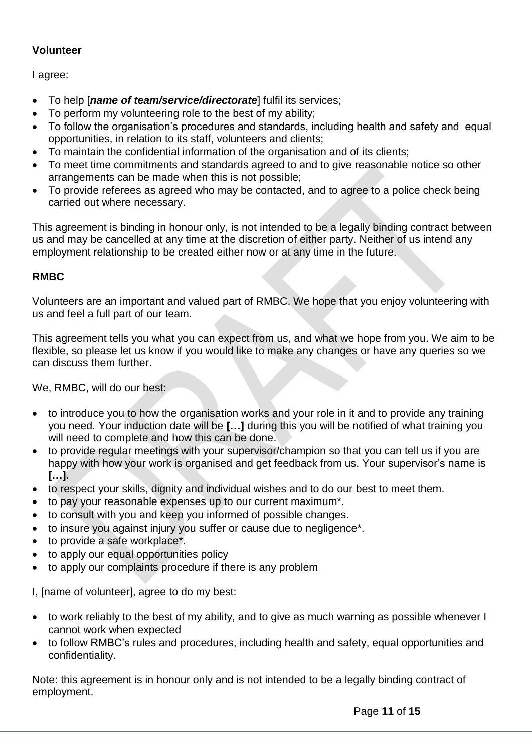**Volunteer**

I agree:

- To help [***name of team/service/directorate***] fulfil its services;
- To perform my volunteering role to the best of my ability;
- To follow the organisation's procedures and standards, including health and safety and equal opportunities, in relation to its staff, volunteers and clients;
- To maintain the confidential information of the organisation and of its clients;
- To meet time commitments and standards agreed to and to give reasonable notice so other arrangements can be made when this is not possible;
- To provide referees as agreed who may be contacted, and to agree to a police check being carried out where necessary.

This agreement is binding in honour only, is not intended to be a legally binding contract between us and may be cancelled at any time at the discretion of either party. Neither of us intend any employment relationship to be created either now or at any time in the future.

**RMBC**

Volunteers are an important and valued part of RMBC. We hope that you enjoy volunteering with us and feel a full part of our team.

This agreement tells you what you can expect from us, and what we hope from you. We aim to be flexible, so please let us know if you would like to make any changes or have any queries so we can discuss them further.

We, RMBC, will do our best:

- to introduce you to how the organisation works and your role in it and to provide any training you need. Your induction date will be **[…]** during this you will be notified of what training you will need to complete and how this can be done.
- to provide regular meetings with your supervisor/champion so that you can tell us if you are happy with how your work is organised and get feedback from us. Your supervisor's name is **[…]**.
- to respect your skills, dignity and individual wishes and to do our best to meet them.
- to pay your reasonable expenses up to our current maximum*.
- to consult with you and keep you informed of possible changes.
- to insure you against injury you suffer or cause due to negligence*.
- to provide a safe workplace*.
- to apply our equal opportunities policy
- to apply our complaints procedure if there is any problem

I, [name of volunteer], agree to do my best:

- to work reliably to the best of my ability, and to give as much warning as possible whenever I cannot work when expected
- to follow RMBC's rules and procedures, including health and safety, equal opportunities and confidentiality.

Note: this agreement is in honour only and is not intended to be a legally binding contract of employment.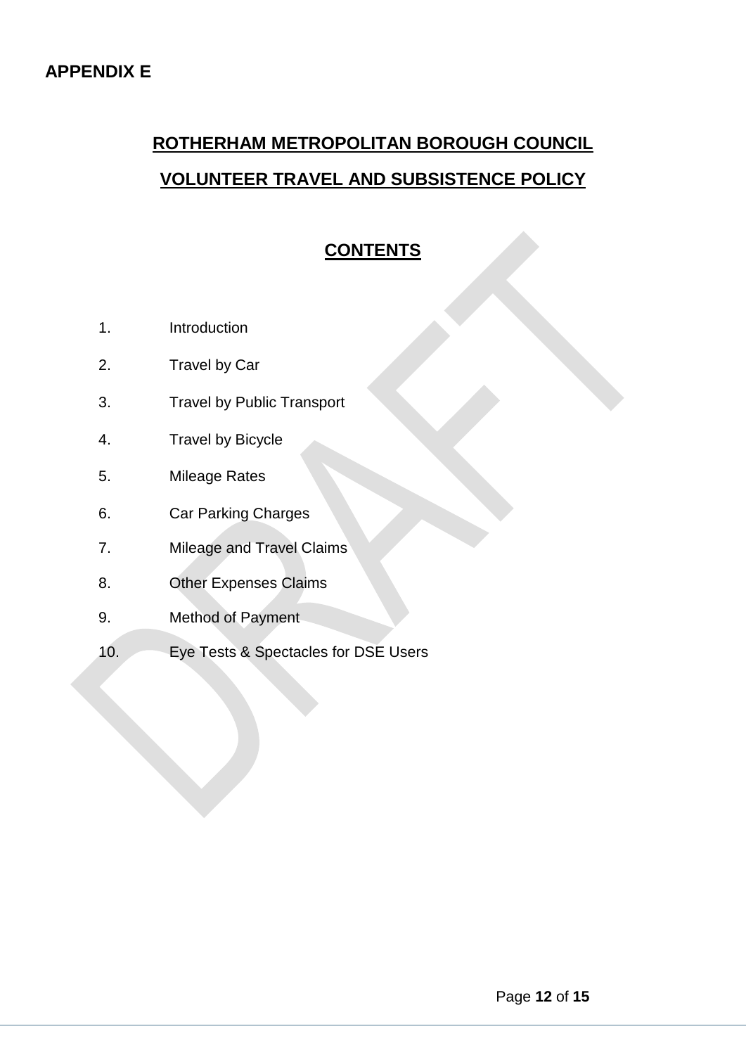**APPENDIX E**

# ROTHERHAM METROPOLITAN BOROUGH COUNCIL

# VOLUNTEER TRAVEL AND SUBSISTENCE POLICY

## CONTENTS

1. Introduction
2. Travel by Car
3. Travel by Public Transport
4. Travel by Bicycle
5. Mileage Rates
6. Car Parking Charges
7. Mileage and Travel Claims
8. Other Expenses Claims
9. Method of Payment
10. Eye Tests & Spectacles for DSE Users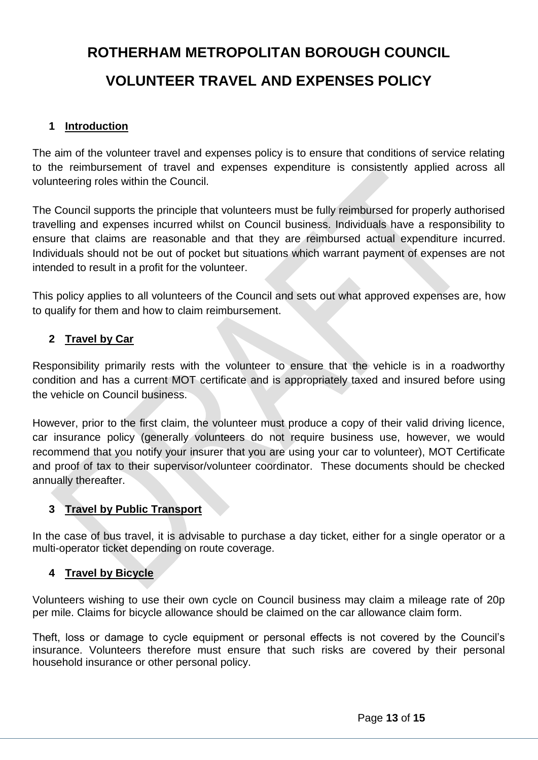# ROTHERHAM METROPOLITAN BOROUGH COUNCIL

# VOLUNTEER TRAVEL AND EXPENSES POLICY

## 1 Introduction

The aim of the volunteer travel and expenses policy is to ensure that conditions of service relating to the reimbursement of travel and expenses expenditure is consistently applied across all volunteering roles within the Council.

The Council supports the principle that volunteers must be fully reimbursed for properly authorised travelling and expenses incurred whilst on Council business. Individuals have a responsibility to ensure that claims are reasonable and that they are reimbursed actual expenditure incurred. Individuals should not be out of pocket but situations which warrant payment of expenses are not intended to result in a profit for the volunteer.

This policy applies to all volunteers of the Council and sets out what approved expenses are, how to qualify for them and how to claim reimbursement.

## 2 Travel by Car

Responsibility primarily rests with the volunteer to ensure that the vehicle is in a roadworthy condition and has a current MOT certificate and is appropriately taxed and insured before using the vehicle on Council business.

However, prior to the first claim, the volunteer must produce a copy of their valid driving licence, car insurance policy (generally volunteers do not require business use, however, we would recommend that you notify your insurer that you are using your car to volunteer), MOT Certificate and proof of tax to their supervisor/volunteer coordinator. These documents should be checked annually thereafter.

## 3 Travel by Public Transport

In the case of bus travel, it is advisable to purchase a day ticket, either for a single operator or a multi-operator ticket depending on route coverage.

## 4 Travel by Bicycle

Volunteers wishing to use their own cycle on Council business may claim a mileage rate of 20p per mile. Claims for bicycle allowance should be claimed on the car allowance claim form.

Theft, loss or damage to cycle equipment or personal effects is not covered by the Council's insurance. Volunteers therefore must ensure that such risks are covered by their personal household insurance or other personal policy.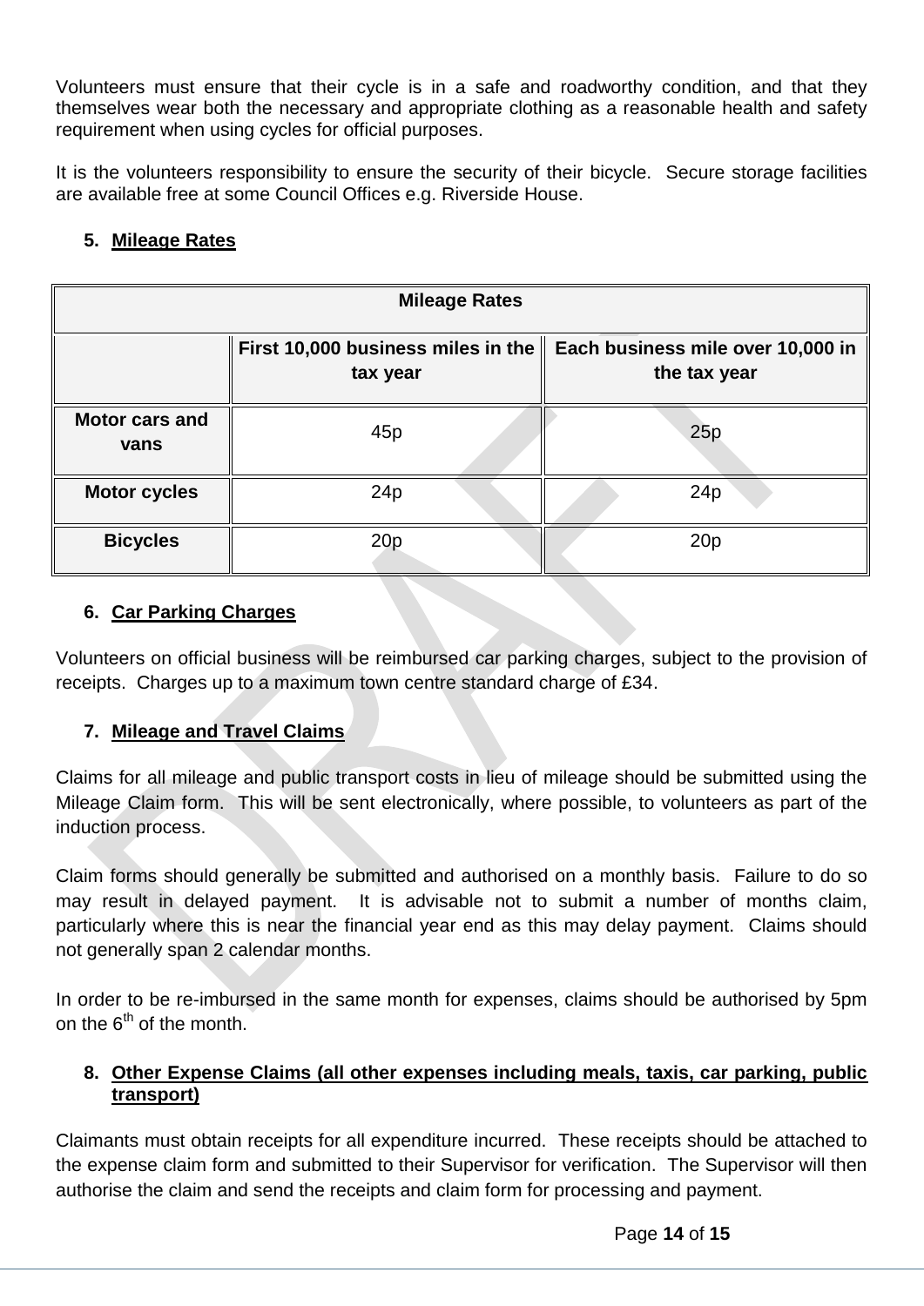Volunteers must ensure that their cycle is in a safe and roadworthy condition, and that they themselves wear both the necessary and appropriate clothing as a reasonable health and safety requirement when using cycles for official purposes.

It is the volunteers responsibility to ensure the security of their bicycle. Secure storage facilities are available free at some Council Offices e.g. Riverside House.

## 5. Mileage Rates

| Mileage Rates | | |
|---|---|---|
| | **First 10,000 business miles in the tax year** | **Each business mile over 10,000 in the tax year** |
| **Motor cars and vans** | 45p | 25p |
| **Motor cycles** | 24p | 24p |
| **Bicycles** | 20p | 20p |

## 6. Car Parking Charges

Volunteers on official business will be reimbursed car parking charges, subject to the provision of receipts. Charges up to a maximum town centre standard charge of £34.

## 7. Mileage and Travel Claims

Claims for all mileage and public transport costs in lieu of mileage should be submitted using the Mileage Claim form. This will be sent electronically, where possible, to volunteers as part of the induction process.

Claim forms should generally be submitted and authorised on a monthly basis. Failure to do so may result in delayed payment. It is advisable not to submit a number of months claim, particularly where this is near the financial year end as this may delay payment. Claims should not generally span 2 calendar months.

In order to be re-imbursed in the same month for expenses, claims should be authorised by 5pm on the 6th of the month.

## 8. Other Expense Claims (all other expenses including meals, taxis, car parking, public transport)

Claimants must obtain receipts for all expenditure incurred. These receipts should be attached to the expense claim form and submitted to their Supervisor for verification. The Supervisor will then authorise the claim and send the receipts and claim form for processing and payment.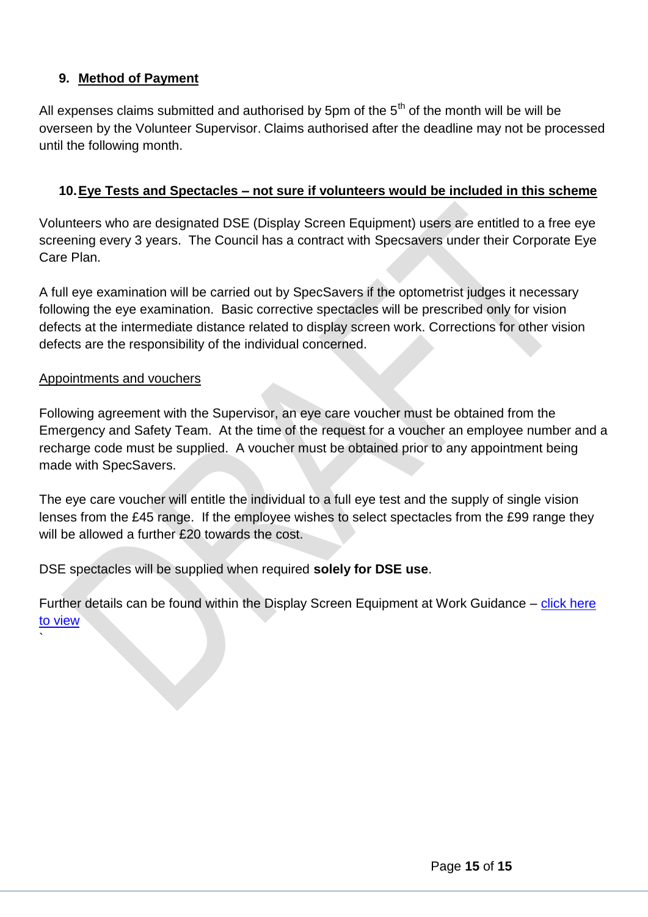## 9. Method of Payment

All expenses claims submitted and authorised by 5pm of the 5th of the month will be will be overseen by the Volunteer Supervisor. Claims authorised after the deadline may not be processed until the following month.

## 10. Eye Tests and Spectacles – not sure if volunteers would be included in this scheme

Volunteers who are designated DSE (Display Screen Equipment) users are entitled to a free eye screening every 3 years. The Council has a contract with Specsavers under their Corporate Eye Care Plan.

A full eye examination will be carried out by SpecSavers if the optometrist judges it necessary following the eye examination. Basic corrective spectacles will be prescribed only for vision defects at the intermediate distance related to display screen work. Corrections for other vision defects are the responsibility of the individual concerned.

Appointments and vouchers

Following agreement with the Supervisor, an eye care voucher must be obtained from the Emergency and Safety Team. At the time of the request for a voucher an employee number and a recharge code must be supplied. A voucher must be obtained prior to any appointment being made with SpecSavers.

The eye care voucher will entitle the individual to a full eye test and the supply of single vision lenses from the £45 range. If the employee wishes to select spectacles from the £99 range they will be allowed a further £20 towards the cost.

DSE spectacles will be supplied when required **solely for DSE use**.

Further details can be found within the Display Screen Equipment at Work Guidance – click here to view

`